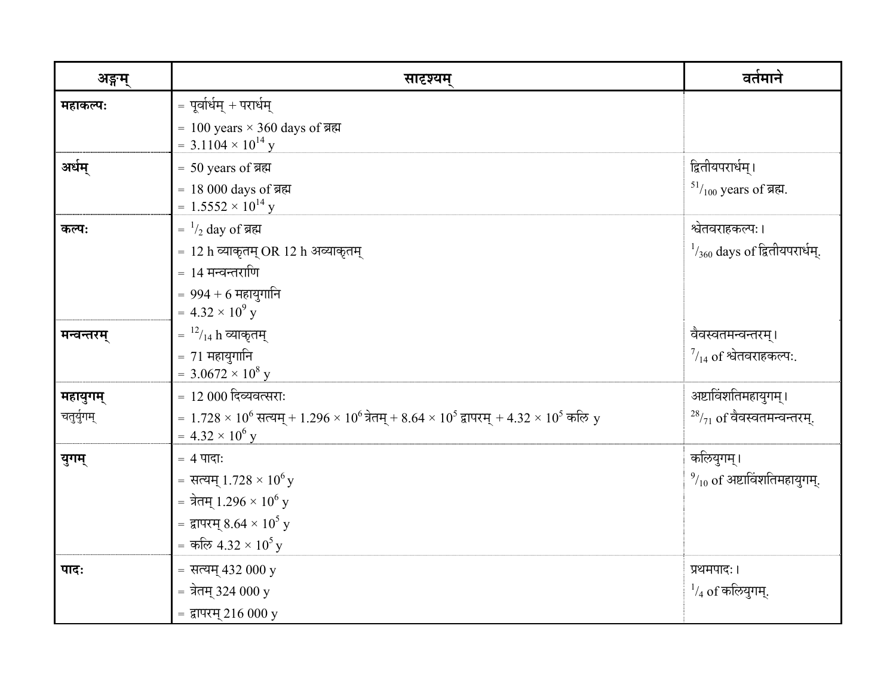| अङ्गम् | सादृश्यम् | वर्तमाने |
|---|---|---|
| **महाकल्पः** | = पूर्वार्धम् + परार्धम्<br>= 100 years × 360 days of ब्रह्म<br>= $3.1104 \times 10^{14}$ y | |
| **अर्धम्** | = 50 years of ब्रह्म<br>= 18 000 days of ब्रह्म<br>= $1.5552 \times 10^{14}$ y | द्वितीयपरार्धम्।<br>$^{51}/_{100}$ years of ब्रह्म. |
| **कल्पः** | = $^{1}/_{2}$ day of ब्रह्म<br>= 12 h व्याकृतम् OR 12 h अव्याकृतम्<br>= 14 मन्वन्तराणि<br>= 994 + 6 महायुगानि<br>= $4.32 \times 10^{9}$ y | श्वेतवराहकल्पः।<br>$^{1}/_{360}$ days of द्वितीयपरार्धम्. |
| **मन्वन्तरम्** | = $^{12}/_{14}$ h व्याकृतम्<br>= 71 महायुगानि<br>= $3.0672 \times 10^{8}$ y | वैवस्वतमन्वन्तरम्।<br>$^{7}/_{14}$ of श्वेतवराहकल्पः. |
| **महायुगम्**<br>चतुर्युगम् | = 12 000 दिव्यवत्सराः<br>= $1.728 \times 10^{6}$ सत्यम् + $1.296 \times 10^{6}$ त्रेतम् + $8.64 \times 10^{5}$ द्वापरम् + $4.32 \times 10^{5}$ कलि y<br>= $4.32 \times 10^{6}$ y | अष्टाविंशतिमहायुगम्।<br>$^{28}/_{71}$ of वैवस्वतमन्वन्तरम्. |
| **युगम्** | = 4 पादाः<br>= सत्यम् $1.728 \times 10^{6}$ y<br>= त्रेतम् $1.296 \times 10^{6}$ y<br>= द्वापरम् $8.64 \times 10^{5}$ y<br>= कलि $4.32 \times 10^{5}$ y | कलियुगम्।<br>$^{9}/_{10}$ of अष्टाविंशतिमहायुगम्. |
| **पादः** | = सत्यम् 432 000 y<br>= त्रेतम् 324 000 y<br>= द्वापरम् 216 000 y | प्रथमपादः।<br>$^{1}/_{4}$ of कलियुगम्. |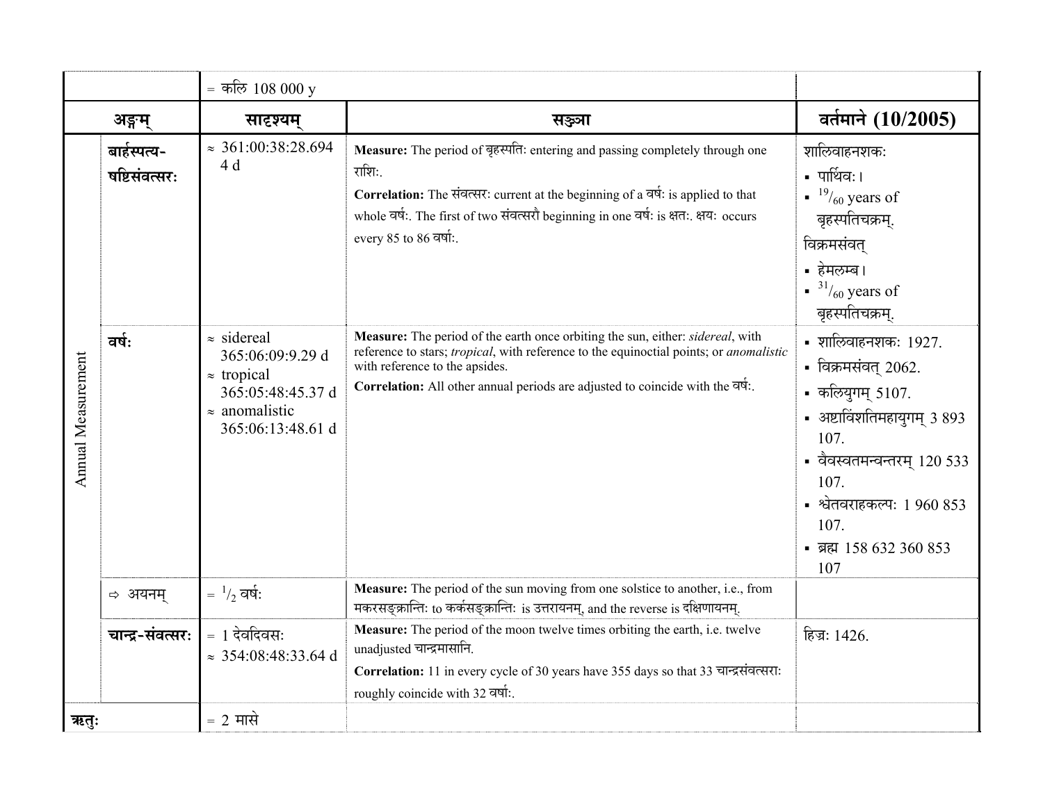| | | = कलि 108 000 y | | |
|---|---|---|---|---|
| **अङ्गम्** | | **सादृश्यम्** | **सञ्ज्ञा** | **वर्तमाने (10/2005)** |
| Annual Measurement | **बार्हस्पत्य-षष्टिसंवत्सरः** | ≈ 361:00:38:28.6944 d | **Measure:** The period of बृहस्पतिः entering and passing completely through one राशिः.<br>**Correlation:** The संवत्सरः current at the beginning of a वर्षः is applied to that whole वर्षः. The first of two संवत्सरौ beginning in one वर्षः is क्षतः. क्षयः occurs every 85 to 86 वर्षाः. | शालिवाहनशकः<br>▪ पार्थिवः।<br>▪ $^{19}/_{60}$ years of बृहस्पतिचक्रम्.<br>विक्रमसंवत्<br>▪ हेमलम्ब।<br>▪ $^{31}/_{60}$ years of बृहस्पतिचक्रम्. |
| | **वर्षः** | ≈ sidereal 365:06:09:9.29 d<br>≈ tropical 365:05:48:45.37 d<br>≈ anomalistic 365:06:13:48.61 d | **Measure:** The period of the earth once orbiting the sun, either: *sidereal*, with reference to stars; *tropical*, with reference to the equinoctial points; or *anomalistic* with reference to the apsides.<br>**Correlation:** All other annual periods are adjusted to coincide with the वर्षः. | ▪ शालिवाहनशकः 1927.<br>▪ विक्रमसंवत् 2062.<br>▪ कलियुगम् 5107.<br>▪ अष्टाविंशतिमहायुगम् 3 893 107.<br>▪ वैवस्वतमन्वन्तरम् 120 533 107.<br>▪ श्वेतवराहकल्पः 1 960 853 107.<br>▪ ब्रह्म 158 632 360 853 107 |
| | ⇨ अयनम् | = $^{1}/_{2}$ वर्षः | **Measure:** The period of the sun moving from one solstice to another, i.e., from मकरसङ्क्रान्तिः to कर्कसङ्क्रान्तिः is उत्तरायनम्, and the reverse is दक्षिणायनम्. | |
| | **चान्द्र-संवत्सरः** | = 1 देवदिवसः<br>≈ 354:08:48:33.64 d | **Measure:** The period of the moon twelve times orbiting the earth, i.e. twelve unadjusted चान्द्रमासानि.<br>**Correlation:** 11 in every cycle of 30 years have 355 days so that 33 चान्द्रसंवत्सराः roughly coincide with 32 वर्षाः. | हिज्रः 1426. |
| **ऋतुः** | | = 2 मासे | | |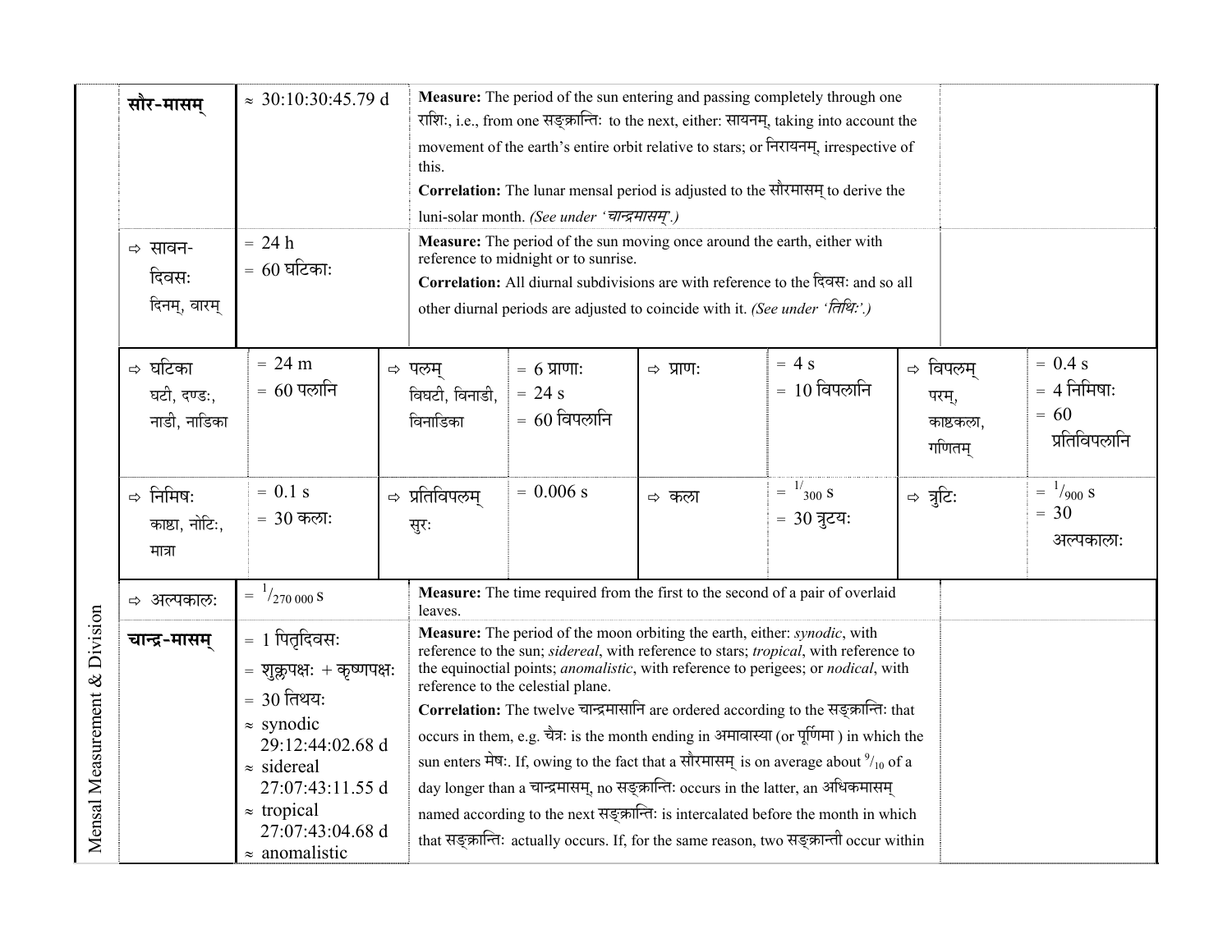| Mensal Measurement & Division | | | | | | | | |
|---|---|---|---|---|---|---|---|---|
| **सौर-मासम्** | ≈ 30:10:30:45.79 d | **Measure:** The period of the sun entering and passing completely through one राशिः, i.e., from one सङ्क्रान्तिः to the next, either: सायनम्, taking into account the movement of the earth's entire orbit relative to stars; or निरायनम्, irrespective of this. **Correlation:** The lunar mensal period is adjusted to the सौरमासम् to derive the luni-solar month. *(See under 'चान्द्रमासम्'.)* | | | | | | |
| ⇨ सावन-दिवसः दिनम्, वारम् | = 24 h = 60 घटिकाः | **Measure:** The period of the sun moving once around the earth, either with reference to midnight or to sunrise. **Correlation:** All diurnal subdivisions are with reference to the दिवसः and so all other diurnal periods are adjusted to coincide with it. *(See under 'तिथिः'.)* | | | | | | |
| ⇨ घटिका घटी, दण्डः, नाडी, नाडिका | = 24 m = 60 पलानि | ⇨ पलम् विघटी, विनाडी, विनाडिका | = 6 प्राणाः = 24 s = 60 विपलानि | ⇨ प्राणः | = 4 s = 10 विपलानि | ⇨ विपलम् परम्, काष्ठकला, गणितम् | = 0.4 s = 4 निमिषाः = 60 प्रतिविपलानि | |
| ⇨ निमिषः काष्ठा, नोटिः, मात्रा | = 0.1 s = 30 कलाः | ⇨ प्रतिविपलम् सुरः | = 0.006 s | ⇨ कला | = $^1/_{300}$ s = 30 त्रुटयः | ⇨ त्रुटिः | = $^1/_{900}$ s = 30 अल्पकालाः | |
| ⇨ अल्पकालः | = $^1/_{270\,000}$ s | **Measure:** The time required from the first to the second of a pair of overlaid leaves. | | | | | | |
| **चान्द्र-मासम्** | = 1 पितृदिवसः = शुक्लपक्षः + कृष्णपक्षः = 30 तिथयः ≈ synodic 29:12:44:02.68 d ≈ sidereal 27:07:43:11.55 d ≈ tropical 27:07:43:04.68 d ≈ anomalistic | **Measure:** The period of the moon orbiting the earth, either: *synodic*, with reference to the sun; *sidereal*, with reference to stars; *tropical*, with reference to the equinoctial points; *anomalistic*, with reference to perigees; or *nodical*, with reference to the celestial plane. **Correlation:** The twelve चान्द्रमासानि are ordered according to the सङ्क्रान्तिः that occurs in them, e.g. चैत्रः is the month ending in अमावास्या (or पूर्णिमा ) in which the sun enters मेषः. If, owing to the fact that a सौरमासम् is on average about $^9/_{10}$ of a day longer than a चान्द्रमासम्, no सङ्क्रान्तिः occurs in the latter, an अधिकमासम् named according to the next सङ्क्रान्तिः is intercalated before the month in which that सङ्क्रान्तिः actually occurs. If, for the same reason, two सङ्क्रान्ती occur within | | | | | | |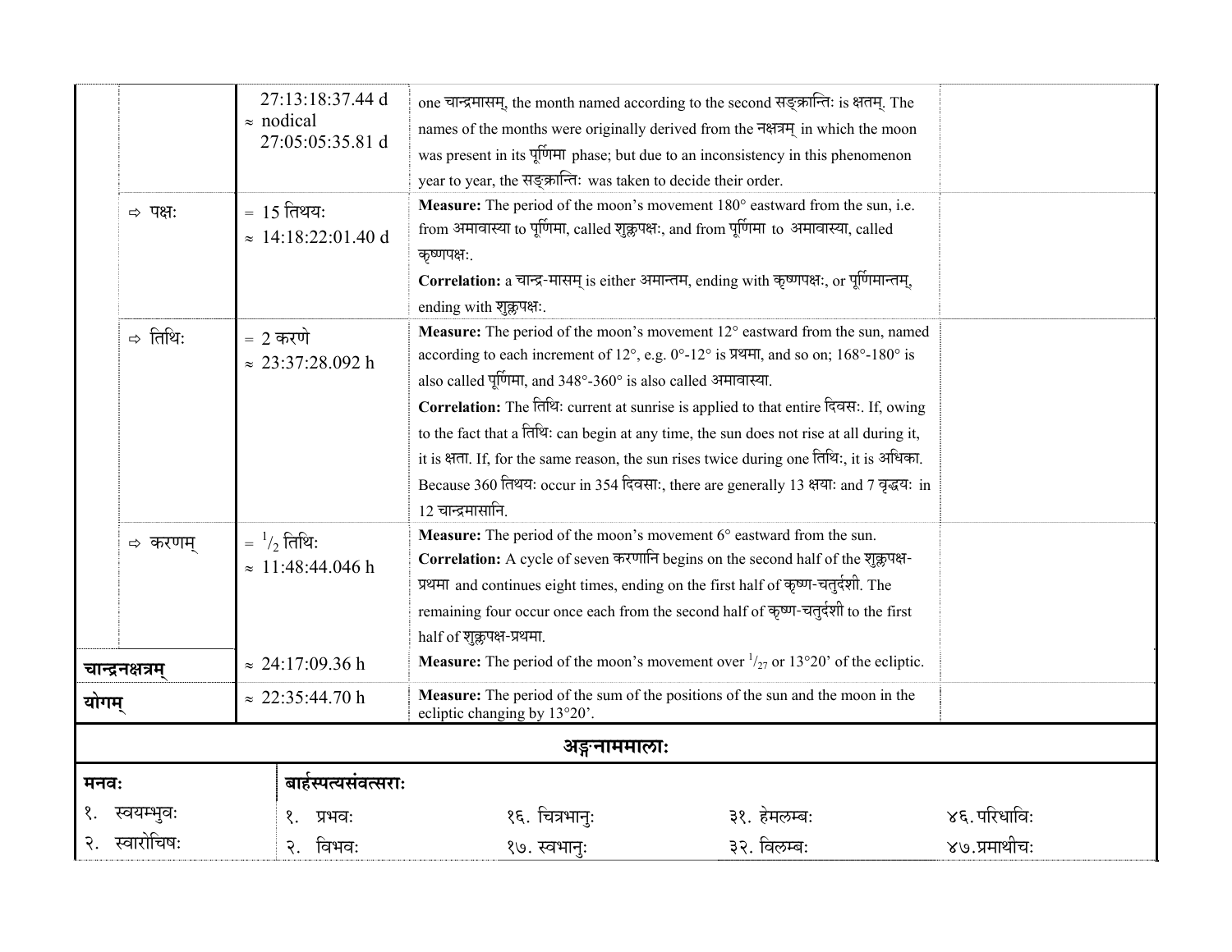| | | | | |
|---|---|---|---|---|
| | | 27:13:18:37.44 d ≈ nodical 27:05:05:35.81 d | one चान्द्रमासम्, the month named according to the second सङ्क्रान्तिः is क्षतम्. The names of the months were originally derived from the नक्षत्रम् in which the moon was present in its पूर्णिमा phase; but due to an inconsistency in this phenomenon year to year, the सङ्क्रान्तिः was taken to decide their order. | |
| | ⇨ पक्षः | = 15 तिथयः ≈ 14:18:22:01.40 d | **Measure:** The period of the moon's movement 180° eastward from the sun, i.e. from अमावास्या to पूर्णिमा, called शुक्लपक्षः, and from पूर्णिमा to अमावास्या, called कृष्णपक्षः. **Correlation:** a चान्द्र-मासम् is either अमान्तम, ending with कृष्णपक्षः, or पूर्णिमान्तम्, ending with शुक्लपक्षः. | |
| | ⇨ तिथिः | = 2 करणे ≈ 23:37:28.092 h | **Measure:** The period of the moon's movement 12° eastward from the sun, named according to each increment of 12°, e.g. 0°-12° is प्रथमा, and so on; 168°-180° is also called पूर्णिमा, and 348°-360° is also called अमावास्या. **Correlation:** The तिथिः current at sunrise is applied to that entire दिवसः. If, owing to the fact that a तिथिः can begin at any time, the sun does not rise at all during it, it is क्षता. If, for the same reason, the sun rises twice during one तिथिः, it is अधिका. Because 360 तिथयः occur in 354 दिवसाः, there are generally 13 क्षयाः and 7 वृद्धयः in 12 चान्द्रमासानि. | |
| | ⇨ करणम् | = $^{1}/_{2}$ तिथिः ≈ 11:48:44.046 h | **Measure:** The period of the moon's movement 6° eastward from the sun. **Correlation:** A cycle of seven करणानि begins on the second half of the शुक्लपक्ष-प्रथमा and continues eight times, ending on the first half of कृष्ण-चतुर्दशी. The remaining four occur once each from the second half of कृष्ण-चतुर्दशी to the first half of शुक्लपक्ष-प्रथमा. | |
| **चान्द्रनक्षत्रम्** | | ≈ 24:17:09.36 h | **Measure:** The period of the moon's movement over $^{1}/_{27}$ or 13°20' of the ecliptic. | |
| **योगम्** | | ≈ 22:35:44.70 h | **Measure:** The period of the sum of the positions of the sun and the moon in the ecliptic changing by 13°20'. | |

## अङ्गनाममालाः

| **मनवः** | **बार्हस्पत्यसंवत्सराः** | | | |
|---|---|---|---|---|
| १. स्वयम्भुवः | १. प्रभवः | १६. चित्रभानुः | ३१. हेमलम्बः | ४६. परिधाविः |
| २. स्वारोचिषः | २. विभवः | १७. स्वभानुः | ३२. विलम्बः | ४७. प्रमाथीचः |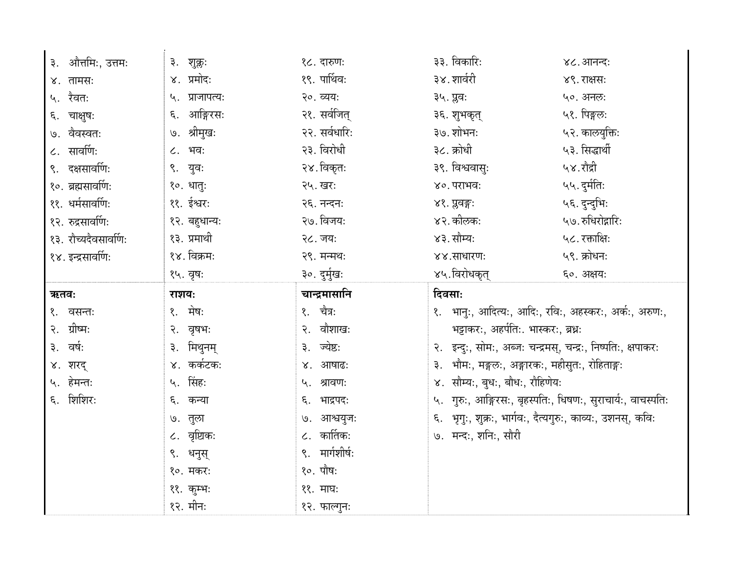| | | | | |
|---|---|---|---|---|
| ३. औत्तमिः, उत्तमः | ३. शुक्लः | १८. दारुणः | ३३. विकारिः | ४८. आनन्दः |
| ४. तामसः | ४. प्रमोदः | १९. पार्थिवः | ३४. शार्वरी | ४९. राक्षसः |
| ५. रैवतः | ५. प्राजापत्यः | २०. व्ययः | ३५. प्लवः | ५०. अनलः |
| ६. चाक्षुषः | ६. आङ्गिरसः | २१. सर्वजित् | ३६. शुभकृत् | ५१. पिङ्गलः |
| ७. वैवस्वतः | ७. श्रीमुखः | २२. सर्वधारिः | ३७. शोभनः | ५२. कालयुक्तिः |
| ८. सावर्णिः | ८. भवः | २३. विरोधी | ३८. क्रोधी | ५३. सिद्धार्थी |
| ९. दक्षसावर्णिः | ९. युवः | २४. विकृतः | ३९. विश्ववासुः | ५४. रौद्री |
| १०. ब्रह्मसावर्णिः | १०. धातुः | २५. खरः | ४०. पराभवः | ५५. दुर्मतिः |
| ११. धर्मसावर्णिः | ११. ईश्वरः | २६. नन्दनः | ४१. प्लवङ्गः | ५६. दुन्दुभिः |
| १२. रुद्रसावर्णिः | १२. बहुधान्यः | २७. विजयः | ४२. कीलकः | ५७. रुधिरोद्गारिः |
| १३. रौच्यदैवसावर्णिः | १३. प्रमाथी | २८. जयः | ४३. सौम्यः | ५८. रक्ताक्षिः |
| १४. इन्द्रसावर्णिः | १४. विक्रमः | २९. मन्मथः | ४४. साधारणः | ५९. क्रोधनः |
| | १५. वृषः | ३०. दुर्मुखः | ४५. विरोधकृत् | ६०. अक्षयः |

| **ऋतवः** | **राशयः** | **चान्द्रमासानि** | **दिवसाः** |
|---|---|---|---|
| १. वसन्तः | १. मेषः | १. चैत्रः | १. भानुः, आदित्यः, आदिः, रविः, अहस्करः, अर्कः, अरुणः, भट्टाकरः, अहर्पतिः. भास्करः, ब्रध्नः |
| २. ग्रीष्मः | २. वृषभः | २. वौशाखः | २. इन्दुः, सोमः, अब्जः चन्द्रमस्, चन्द्रः, निष्पतिः, क्षपाकरः |
| ३. वर्षः | ३. मिथुनम् | ३. ज्येष्ठः | ३. भौमः, मङ्गलः, अङ्गारकः, महीसुतः, रोहिताङ्गः |
| ४. शरद् | ४. कर्कटकः | ४. आषाढः | ४. सौम्यः, बुधः, बौधः, रौहिणेयः |
| ५. हेमन्तः | ५. सिंहः | ५. श्रावणः | ५. गुरुः, आङ्गिरसः, बृहस्पतिः, धिषणः, सुराचार्यः, वाचस्पतिः |
| ६. शिशिरः | ६. कन्या | ६. भाद्रपदः | ६. भृगुः, शुक्रः, भार्गवः, दैत्यगुरुः, काव्यः, उशनस्, कविः |
| | ७. तुला | ७. आश्वयुजः | ७. मन्दः, शनिः, सौरी |
| | ८. वृश्चिकः | ८. कार्तिकः | |
| | ९. धनुस् | ९. मार्गशीर्षः | |
| | १०. मकरः | १०. पौषः | |
| | ११. कुम्भः | ११. माघः | |
| | १२. मीनः | १२. फाल्गुनः | |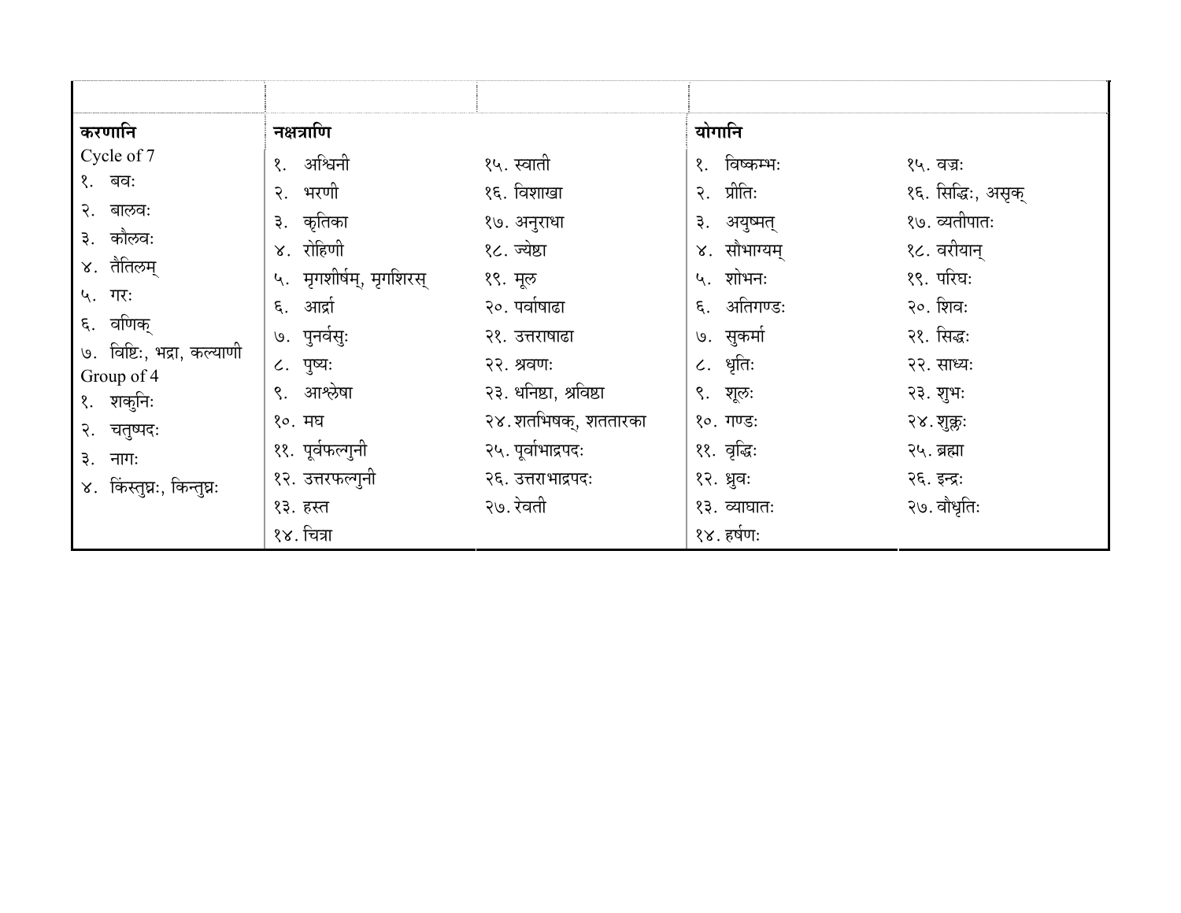| | | | | |
|---|---|---|---|---|
| **करणानि** | **नक्षत्राणि** | | **योगानि** | |
| Cycle of 7 | १. अश्विनी | १५. स्वाती | १. विष्कम्भः | १५. वज्रः |
| १. बवः | २. भरणी | १६. विशाखा | २. प्रीतिः | १६. सिद्धिः, असृक् |
| २. बालवः | ३. कृतिका | १७. अनुराधा | ३. अयुष्मत् | १७. व्यतीपातः |
| ३. कौलवः | ४. रोहिणी | १८. ज्येष्ठा | ४. सौभाग्यम् | १८. वरीयान् |
| ४. तैतिलम् | ५. मृगशीर्षम्, मृगशिरस् | १९. मूल | ५. शोभनः | १९. परिघः |
| ५. गरः | ६. आर्द्रा | २०. पर्वाषाढा | ६. अतिगण्डः | २०. शिवः |
| ६. वणिक् | ७. पुनर्वसुः | २१. उत्तराषाढा | ७. सुकर्मा | २१. सिद्धः |
| ७. विष्टिः, भद्रा, कल्याणी | ८. पुष्यः | २२. श्रवणः | ८. धृतिः | २२. साध्यः |
| Group of 4 | ९. आश्लेषा | २३. धनिष्ठा, श्रविष्ठा | ९. शूलः | २३. शुभः |
| १. शकुनिः | १०. मघ | २४. शतभिषक्, शततारका | १०. गण्डः | २४. शुक्लः |
| २. चतुष्पदः | ११. पूर्वफल्गुनी | २५. पूर्वाभाद्रपदः | ११. वृद्धिः | २५. ब्रह्मा |
| ३. नागः | १२. उत्तरफल्गुनी | २६. उत्तराभाद्रपदः | १२. ध्रुवः | २६. इन्द्रः |
| ४. किंस्तुघ्नः, किन्तुघ्नः | १३. हस्त | २७. रेवती | १३. व्याघातः | २७. वौधृतिः |
| | १४. चित्रा | | १४. हर्षणः | |